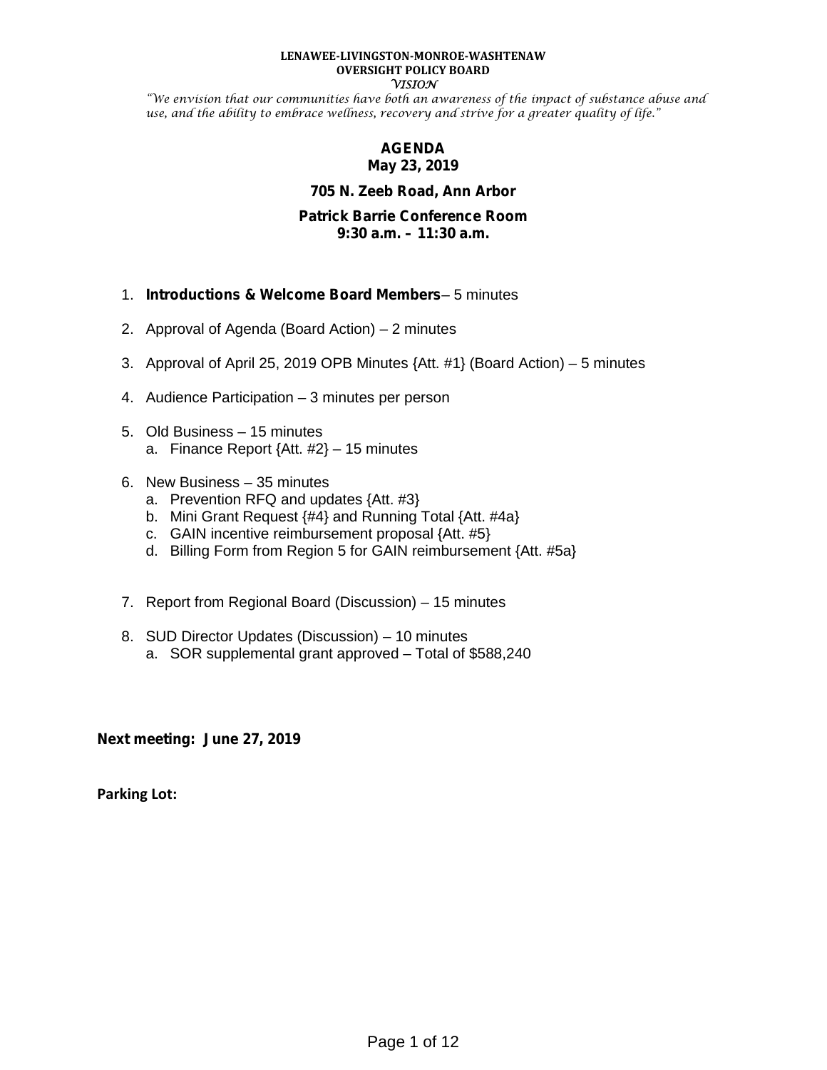**LENAWEE-LIVINGSTON-MONROE-WASHTENAW**
**OVERSIGHT POLICY BOARD**
*VISION*

*"We envision that our communities have both an awareness of the impact of substance abuse and use, and the ability to embrace wellness, recovery and strive for a greater quality of life."*

# AGENDA
## May 23, 2019

**705 N. Zeeb Road, Ann Arbor**

**Patrick Barrie Conference Room**
**9:30 a.m. – 11:30 a.m.**

1. **Introductions & Welcome Board Members**– 5 minutes
2. Approval of Agenda (Board Action) – 2 minutes
3. Approval of April 25, 2019 OPB Minutes {Att. #1} (Board Action) – 5 minutes
4. Audience Participation – 3 minutes per person
5. Old Business – 15 minutes
   a. Finance Report {Att. #2} – 15 minutes
6. New Business – 35 minutes
   a. Prevention RFQ and updates {Att. #3}
   b. Mini Grant Request {#4} and Running Total {Att. #4a}
   c. GAIN incentive reimbursement proposal {Att. #5}
   d. Billing Form from Region 5 for GAIN reimbursement {Att. #5a}
7. Report from Regional Board (Discussion) – 15 minutes
8. SUD Director Updates (Discussion) – 10 minutes
   a. SOR supplemental grant approved – Total of $588,240

**Next meeting: June 27, 2019**

**Parking Lot:**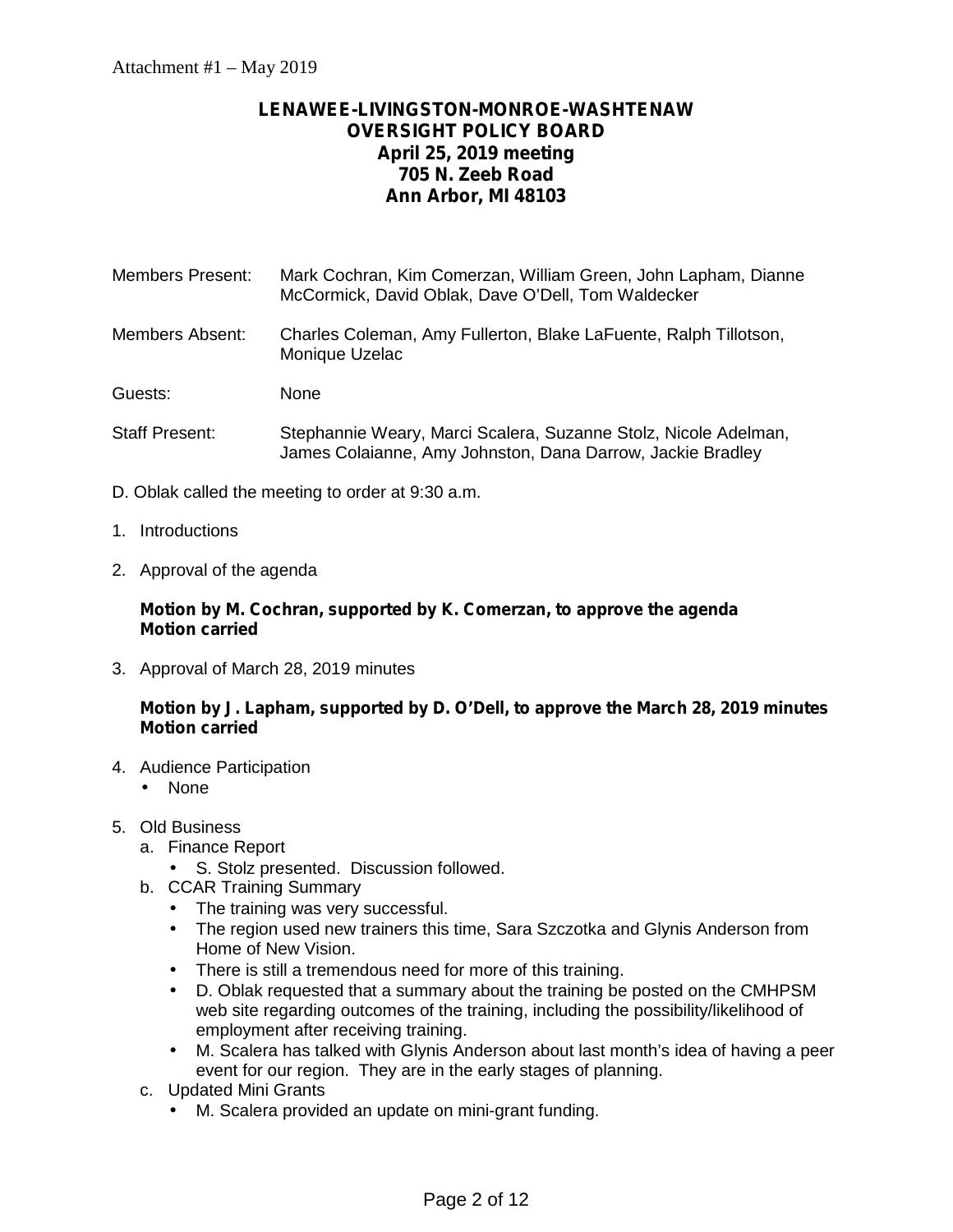Attachment #1 – May 2019

**LENAWEE-LIVINGSTON-MONROE-WASHTENAW**
**OVERSIGHT POLICY BOARD**
**April 25, 2019 meeting**
**705 N. Zeeb Road**
**Ann Arbor, MI 48103**

Members Present: Mark Cochran, Kim Comerzan, William Green, John Lapham, Dianne McCormick, David Oblak, Dave O'Dell, Tom Waldecker

Members Absent: Charles Coleman, Amy Fullerton, Blake LaFuente, Ralph Tillotson, Monique Uzelac

Guests: None

Staff Present: Stephannie Weary, Marci Scalera, Suzanne Stolz, Nicole Adelman, James Colaianne, Amy Johnston, Dana Darrow, Jackie Bradley

D. Oblak called the meeting to order at 9:30 a.m.

1. Introductions

2. Approval of the agenda

   **Motion by M. Cochran, supported by K. Comerzan, to approve the agenda**
   **Motion carried**

3. Approval of March 28, 2019 minutes

   **Motion by J. Lapham, supported by D. O'Dell, to approve the March 28, 2019 minutes**
   **Motion carried**

4. Audience Participation
   - None

5. Old Business
   a. Finance Report
      - S. Stolz presented. Discussion followed.
   b. CCAR Training Summary
      - The training was very successful.
      - The region used new trainers this time, Sara Szczotka and Glynis Anderson from Home of New Vision.
      - There is still a tremendous need for more of this training.
      - D. Oblak requested that a summary about the training be posted on the CMHPSM web site regarding outcomes of the training, including the possibility/likelihood of employment after receiving training.
      - M. Scalera has talked with Glynis Anderson about last month's idea of having a peer event for our region. They are in the early stages of planning.
   c. Updated Mini Grants
      - M. Scalera provided an update on mini-grant funding.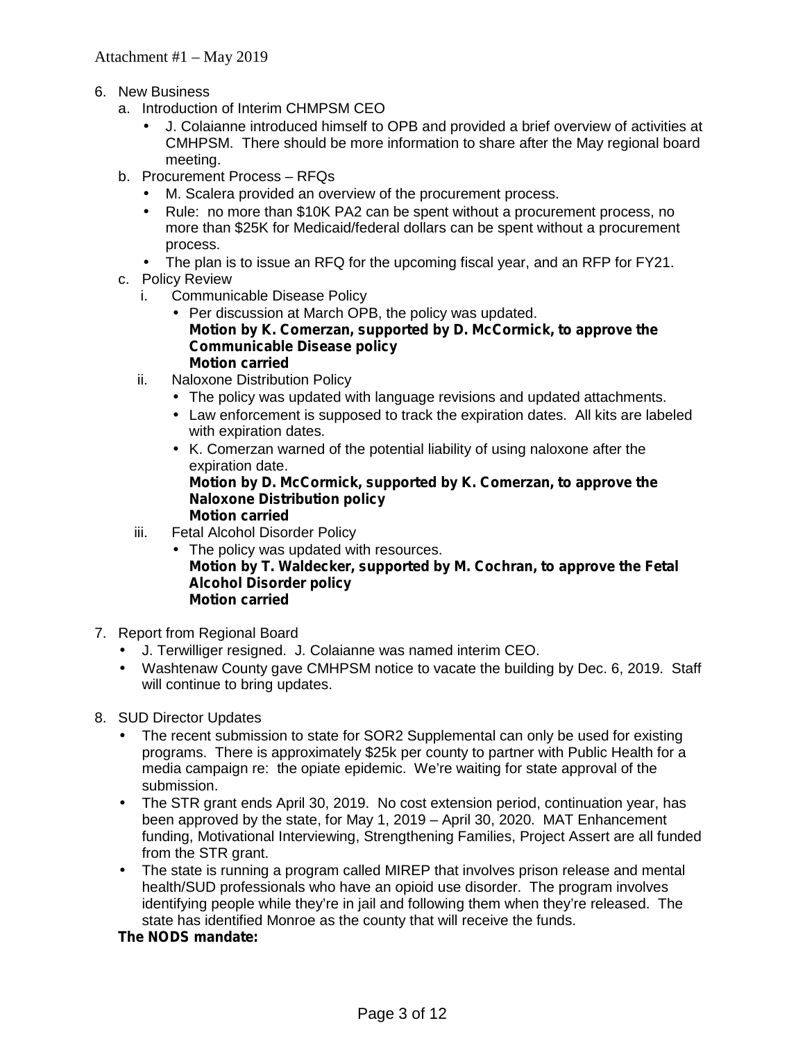Attachment #1 – May 2019

6. New Business
   a. Introduction of Interim CHMPSM CEO
      - J. Colaianne introduced himself to OPB and provided a brief overview of activities at CMHPSM. There should be more information to share after the May regional board meeting.
   b. Procurement Process – RFQs
      - M. Scalera provided an overview of the procurement process.
      - Rule: no more than $10K PA2 can be spent without a procurement process, no more than $25K for Medicaid/federal dollars can be spent without a procurement process.
      - The plan is to issue an RFQ for the upcoming fiscal year, and an RFP for FY21.
   c. Policy Review
      i. Communicable Disease Policy
         - Per discussion at March OPB, the policy was updated.

         **Motion by K. Comerzan, supported by D. McCormick, to approve the Communicable Disease policy**
         **Motion carried**
      ii. Naloxone Distribution Policy
         - The policy was updated with language revisions and updated attachments.
         - Law enforcement is supposed to track the expiration dates. All kits are labeled with expiration dates.
         - K. Comerzan warned of the potential liability of using naloxone after the expiration date.

         **Motion by D. McCormick, supported by K. Comerzan, to approve the Naloxone Distribution policy**
         **Motion carried**
      iii. Fetal Alcohol Disorder Policy
         - The policy was updated with resources.

         **Motion by T. Waldecker, supported by M. Cochran, to approve the Fetal Alcohol Disorder policy**
         **Motion carried**

7. Report from Regional Board
   - J. Terwilliger resigned. J. Colaianne was named interim CEO.
   - Washtenaw County gave CMHPSM notice to vacate the building by Dec. 6, 2019. Staff will continue to bring updates.

8. SUD Director Updates
   - The recent submission to state for SOR2 Supplemental can only be used for existing programs. There is approximately $25k per county to partner with Public Health for a media campaign re: the opiate epidemic. We're waiting for state approval of the submission.
   - The STR grant ends April 30, 2019. No cost extension period, continuation year, has been approved by the state, for May 1, 2019 – April 30, 2020. MAT Enhancement funding, Motivational Interviewing, Strengthening Families, Project Assert are all funded from the STR grant.
   - The state is running a program called MIREP that involves prison release and mental health/SUD professionals who have an opioid use disorder. The program involves identifying people while they're in jail and following them when they're released. The state has identified Monroe as the county that will receive the funds.

   **The NODS mandate:**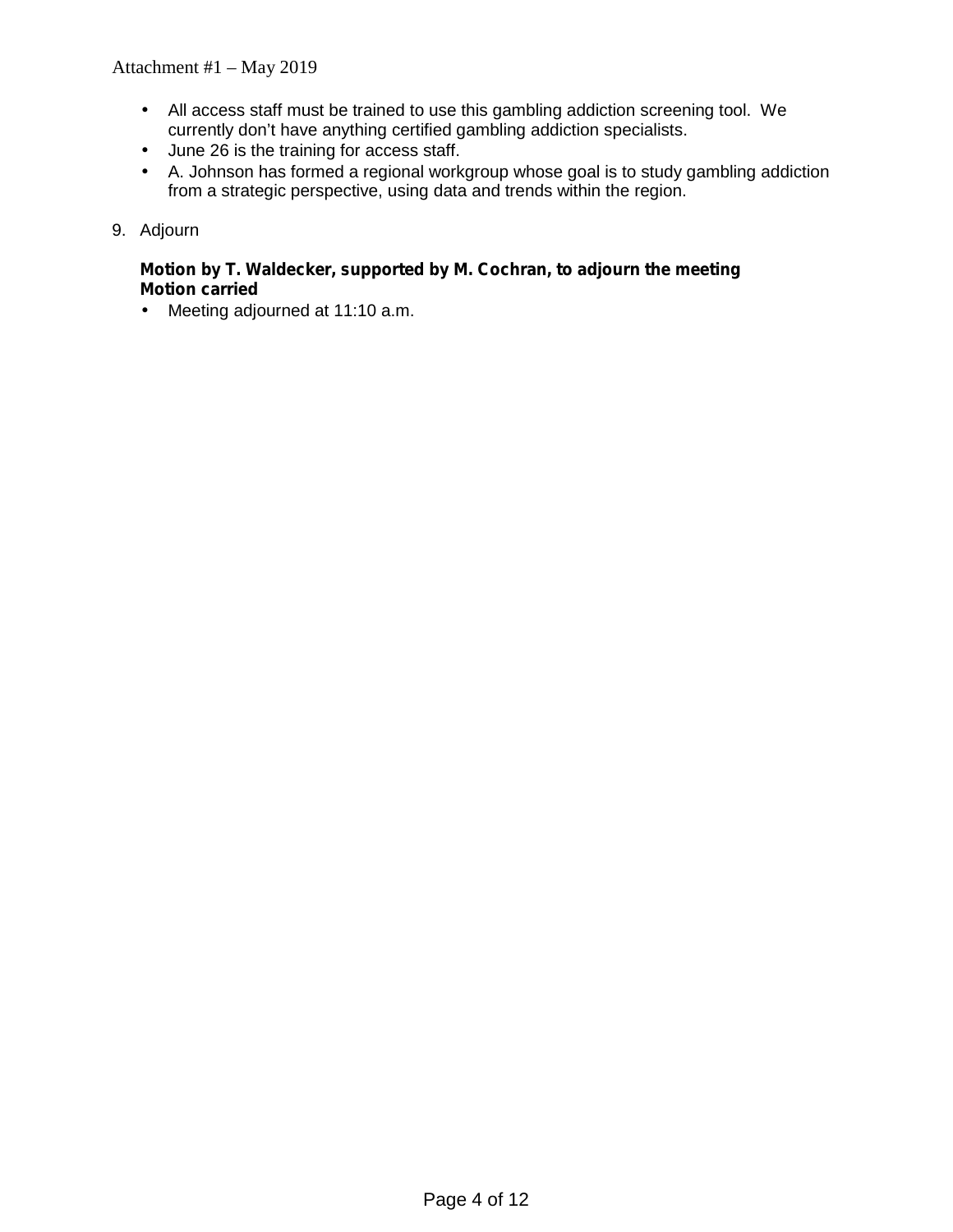- All access staff must be trained to use this gambling addiction screening tool.  We currently don't have anything certified gambling addiction specialists.
- June 26 is the training for access staff.
- A. Johnson has formed a regional workgroup whose goal is to study gambling addiction from a strategic perspective, using data and trends within the region.

9. Adjourn

**Motion by T. Waldecker, supported by M. Cochran, to adjourn the meeting**
**Motion carried**

- Meeting adjourned at 11:10 a.m.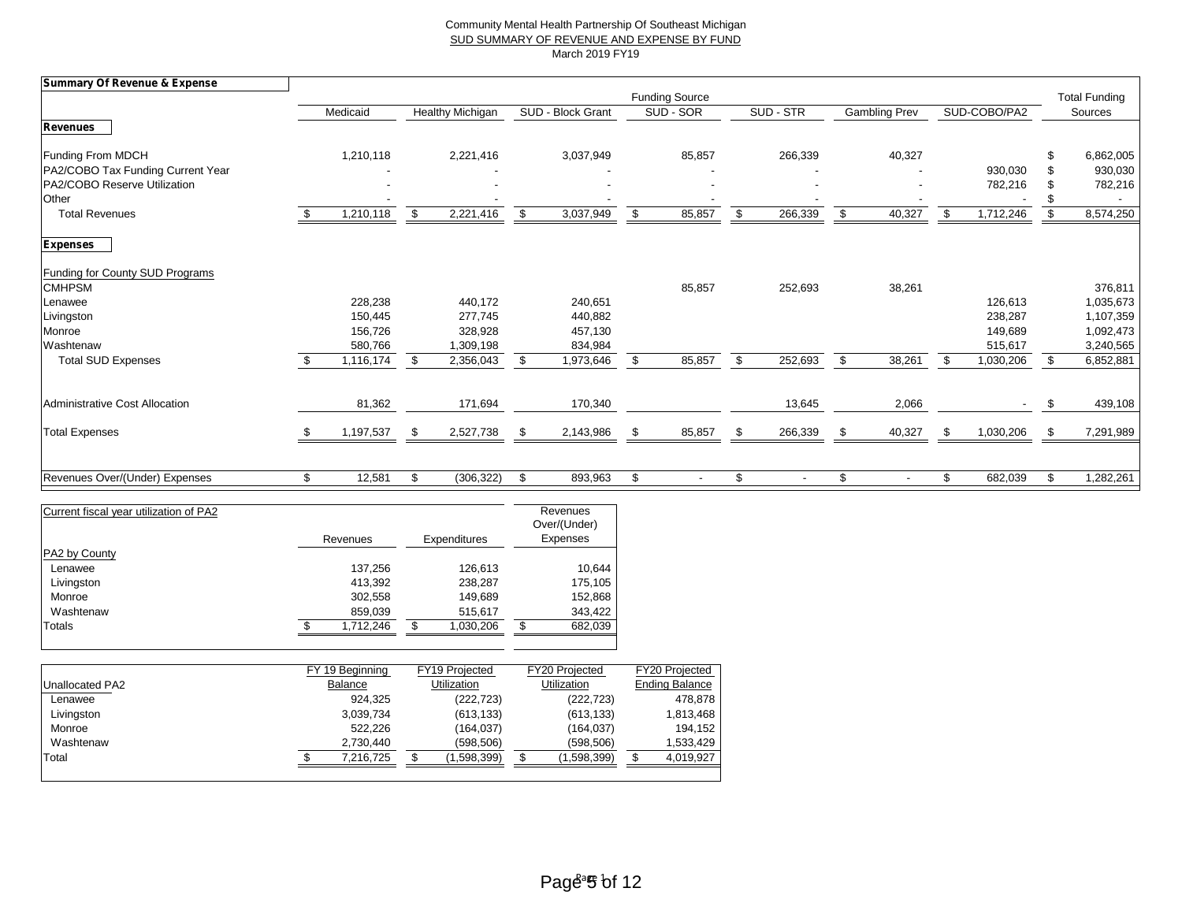Community Mental Health Partnership Of Southeast Michigan

SUD SUMMARY OF REVENUE AND EXPENSE BY FUND

March 2019 FY19

| Summary Of Revenue & Expense | Funding Source | | | | | | | Total Funding |
|---|---|---|---|---|---|---|---|---|
| | Medicaid | Healthy Michigan | SUD - Block Grant | SUD - SOR | SUD - STR | Gambling Prev | SUD-COBO/PA2 | Sources |
| **Revenues** | | | | | | | | |
| Funding From MDCH | 1,210,118 | 2,221,416 | 3,037,949 | 85,857 | 266,339 | 40,327 | | $ 6,862,005 |
| PA2/COBO Tax Funding Current Year | - | - | - | - | - | - | 930,030 | $ 930,030 |
| PA2/COBO Reserve Utilization | - | - | - | - | - | - | 782,216 | $ 782,216 |
| Other | - | - | - | - | - | - | - | $ - |
| Total Revenues | $ 1,210,118 | $ 2,221,416 | $ 3,037,949 | $ 85,857 | $ 266,339 | $ 40,327 | $ 1,712,246 | $ 8,574,250 |
| **Expenses** | | | | | | | | |
| Funding for County SUD Programs | | | | | | | | |
| CMHPSM | | | | 85,857 | 252,693 | 38,261 | | 376,811 |
| Lenawee | 228,238 | 440,172 | 240,651 | | | | 126,613 | 1,035,673 |
| Livingston | 150,445 | 277,745 | 440,882 | | | | 238,287 | 1,107,359 |
| Monroe | 156,726 | 328,928 | 457,130 | | | | 149,689 | 1,092,473 |
| Washtenaw | 580,766 | 1,309,198 | 834,984 | | | | 515,617 | 3,240,565 |
| Total SUD Expenses | $ 1,116,174 | $ 2,356,043 | $ 1,973,646 | $ 85,857 | $ 252,693 | $ 38,261 | $ 1,030,206 | $ 6,852,881 |
| Administrative Cost Allocation | 81,362 | 171,694 | 170,340 | | 13,645 | 2,066 | - | $ 439,108 |
| Total Expenses | $ 1,197,537 | $ 2,527,738 | $ 2,143,986 | $ 85,857 | $ 266,339 | $ 40,327 | $ 1,030,206 | $ 7,291,989 |
| Revenues Over/(Under) Expenses | $ 12,581 | $ (306,322) | $ 893,963 | $ - | $ - | $ - | $ 682,039 | $ 1,282,261 |

| Current fiscal year utilization of PA2 | Revenues | Expenditures | Revenues Over/(Under) Expenses |
|---|---|---|---|
| PA2 by County | | | |
| Lenawee | 137,256 | 126,613 | 10,644 |
| Livingston | 413,392 | 238,287 | 175,105 |
| Monroe | 302,558 | 149,689 | 152,868 |
| Washtenaw | 859,039 | 515,617 | 343,422 |
| Totals | $ 1,712,246 | $ 1,030,206 | $ 682,039 |

| Unallocated PA2 | FY 19 Beginning Balance | FY19 Projected Utilization | FY20 Projected Utilization | FY20 Projected Ending Balance |
|---|---|---|---|---|
| Lenawee | 924,325 | (222,723) | (222,723) | 478,878 |
| Livingston | 3,039,734 | (613,133) | (613,133) | 1,813,468 |
| Monroe | 522,226 | (164,037) | (164,037) | 194,152 |
| Washtenaw | 2,730,440 | (598,506) | (598,506) | 1,533,429 |
| Total | $ 7,216,725 | $ (1,598,399) | $ (1,598,399) | $ 4,019,927 |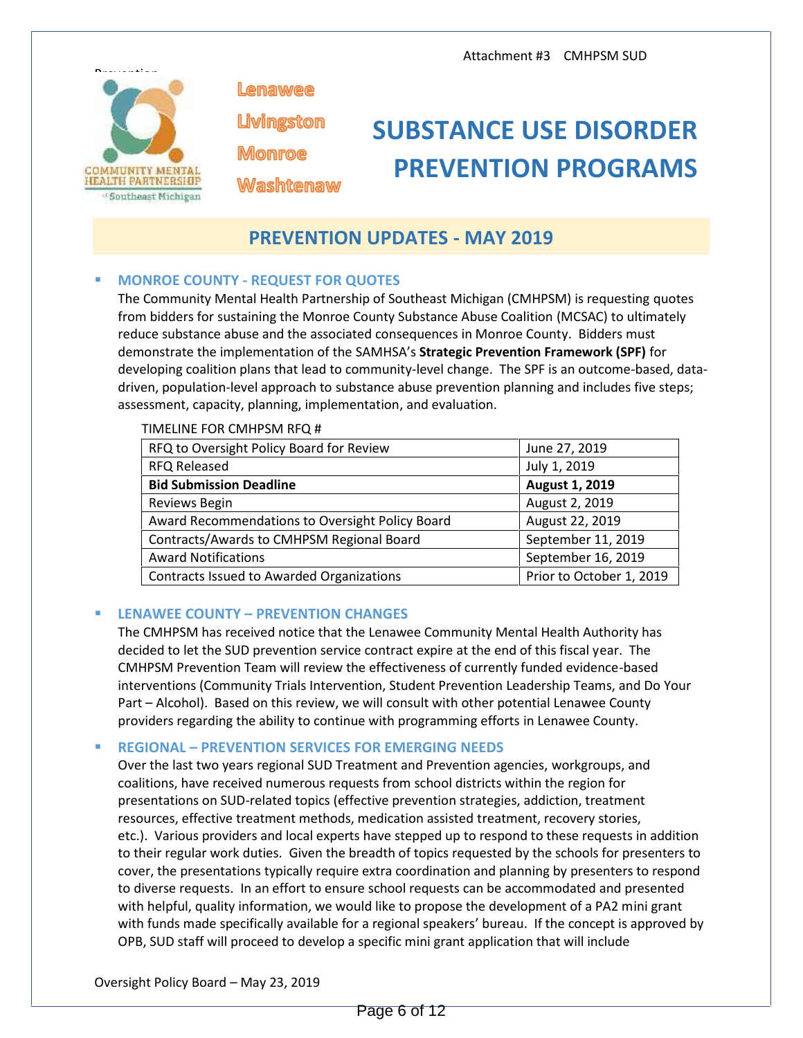Lenawee
Livingston
Monroe
Washtenaw

# SUBSTANCE USE DISORDER PREVENTION PROGRAMS

## PREVENTION UPDATES - MAY 2019

### MONROE COUNTY - REQUEST FOR QUOTES

The Community Mental Health Partnership of Southeast Michigan (CMHPSM) is requesting quotes from bidders for sustaining the Monroe County Substance Abuse Coalition (MCSAC) to ultimately reduce substance abuse and the associated consequences in Monroe County. Bidders must demonstrate the implementation of the SAMHSA's **Strategic Prevention Framework (SPF)** for developing coalition plans that lead to community-level change. The SPF is an outcome-based, data-driven, population-level approach to substance abuse prevention planning and includes five steps; assessment, capacity, planning, implementation, and evaluation.

TIMELINE FOR CMHPSM RFQ #

| | |
|---|---|
| RFQ to Oversight Policy Board for Review | June 27, 2019 |
| RFQ Released | July 1, 2019 |
| **Bid Submission Deadline** | **August 1, 2019** |
| Reviews Begin | August 2, 2019 |
| Award Recommendations to Oversight Policy Board | August 22, 2019 |
| Contracts/Awards to CMHPSM Regional Board | September 11, 2019 |
| Award Notifications | September 16, 2019 |
| Contracts Issued to Awarded Organizations | Prior to October 1, 2019 |

### LENAWEE COUNTY – PREVENTION CHANGES

The CMHPSM has received notice that the Lenawee Community Mental Health Authority has decided to let the SUD prevention service contract expire at the end of this fiscal year. The CMHPSM Prevention Team will review the effectiveness of currently funded evidence-based interventions (Community Trials Intervention, Student Prevention Leadership Teams, and Do Your Part – Alcohol). Based on this review, we will consult with other potential Lenawee County providers regarding the ability to continue with programming efforts in Lenawee County.

### REGIONAL – PREVENTION SERVICES FOR EMERGING NEEDS

Over the last two years regional SUD Treatment and Prevention agencies, workgroups, and coalitions, have received numerous requests from school districts within the region for presentations on SUD-related topics (effective prevention strategies, addiction, treatment resources, effective treatment methods, medication assisted treatment, recovery stories, etc.). Various providers and local experts have stepped up to respond to these requests in addition to their regular work duties. Given the breadth of topics requested by the schools for presenters to cover, the presentations typically require extra coordination and planning by presenters to respond to diverse requests. In an effort to ensure school requests can be accommodated and presented with helpful, quality information, we would like to propose the development of a PA2 mini grant with funds made specifically available for a regional speakers' bureau. If the concept is approved by OPB, SUD staff will proceed to develop a specific mini grant application that will include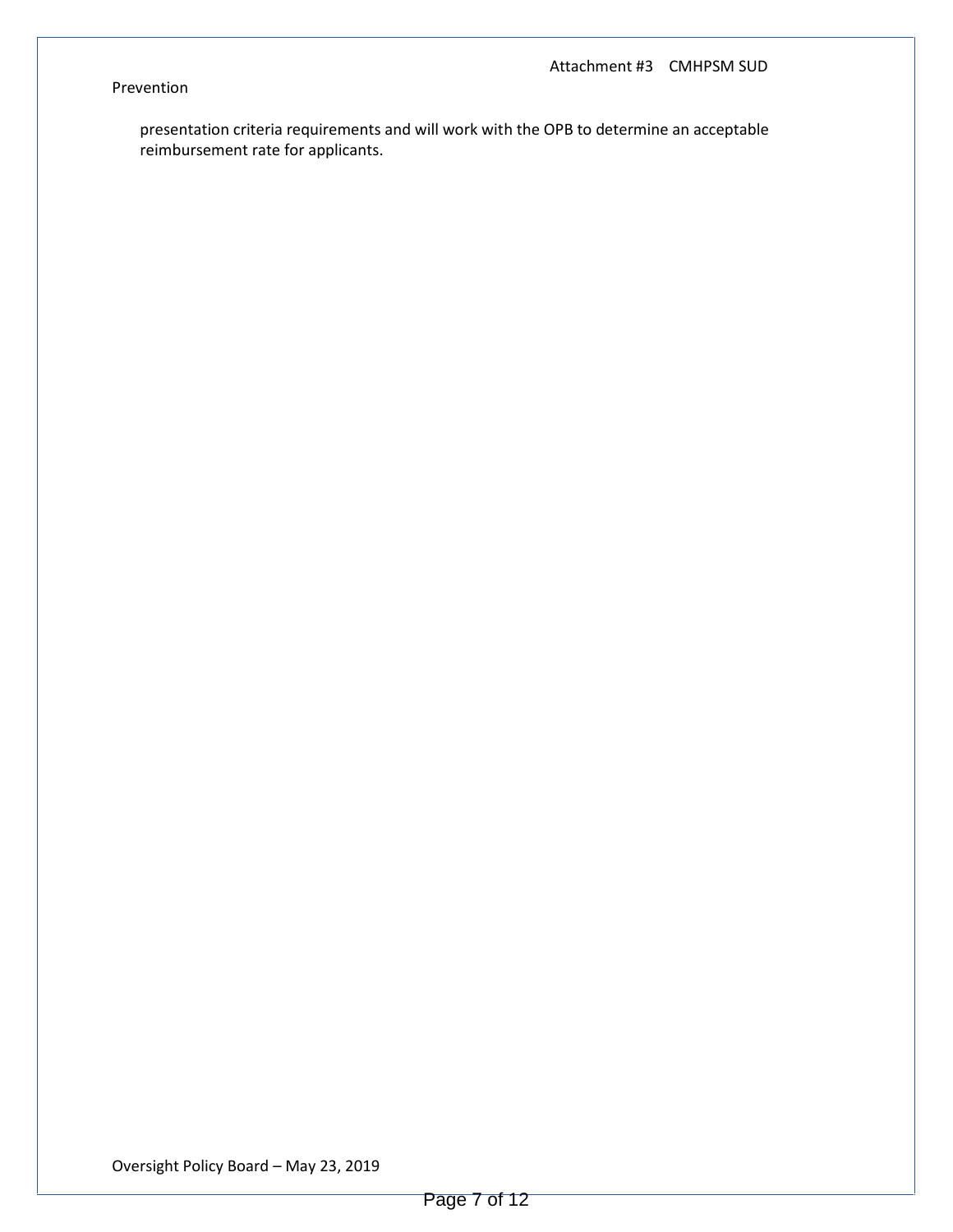presentation criteria requirements and will work with the OPB to determine an acceptable reimbursement rate for applicants.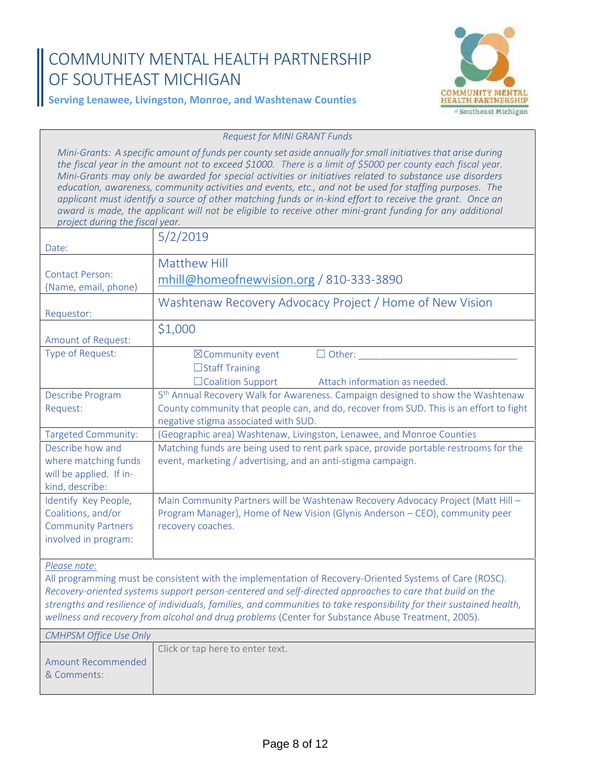# COMMUNITY MENTAL HEALTH PARTNERSHIP OF SOUTHEAST MICHIGAN

**Serving Lenawee, Livingston, Monroe, and Washtenaw Counties**

*Request for MINI GRANT Funds*

*Mini-Grants: A specific amount of funds per county set aside annually for small initiatives that arise during the fiscal year in the amount not to exceed $1000. There is a limit of $5000 per county each fiscal year. Mini-Grants may only be awarded for special activities or initiatives related to substance use disorders education, awareness, community activities and events, etc., and not be used for staffing purposes. The applicant must identify a source of other matching funds or in-kind effort to receive the grant. Once an award is made, the applicant will not be eligible to receive other mini-grant funding for any additional project during the fiscal year.*

| | |
|---|---|
| Date: | 5/2/2019 |
| Contact Person: (Name, email, phone) | Matthew Hill<br>mhill@homeofnewvision.org / 810-333-3890 |
| Requestor: | Washtenaw Recovery Advocacy Project / Home of New Vision |
| Amount of Request: | $1,000 |
| Type of Request: | ☒Community event ☐ Other: ____________<br>☐Staff Training<br>☐Coalition Support Attach information as needed. |
| Describe Program Request: | 5th Annual Recovery Walk for Awareness. Campaign designed to show the Washtenaw County community that people can, and do, recover from SUD. This is an effort to fight negative stigma associated with SUD. |
| Targeted Community: | (Geographic area) Washtenaw, Livingston, Lenawee, and Monroe Counties |
| Describe how and where matching funds will be applied. If in-kind, describe: | Matching funds are being used to rent park space, provide portable restrooms for the event, marketing / advertising, and an anti-stigma campaign. |
| Identify Key People, Coalitions, and/or Community Partners involved in program: | Main Community Partners will be Washtenaw Recovery Advocacy Project (Matt Hill – Program Manager), Home of New Vision (Glynis Anderson – CEO), community peer recovery coaches. |

*Please note*:
All programming must be consistent with the implementation of Recovery-Oriented Systems of Care (ROSC). *Recovery-oriented systems support person-centered and self-directed approaches to care that build on the strengths and resilience of individuals, families, and communities to take responsibility for their sustained health, wellness and recovery from alcohol and drug problems* (Center for Substance Abuse Treatment, 2005).

*CMHPSM Office Use Only*

| | |
|---|---|
| Amount Recommended & Comments: | Click or tap here to enter text. |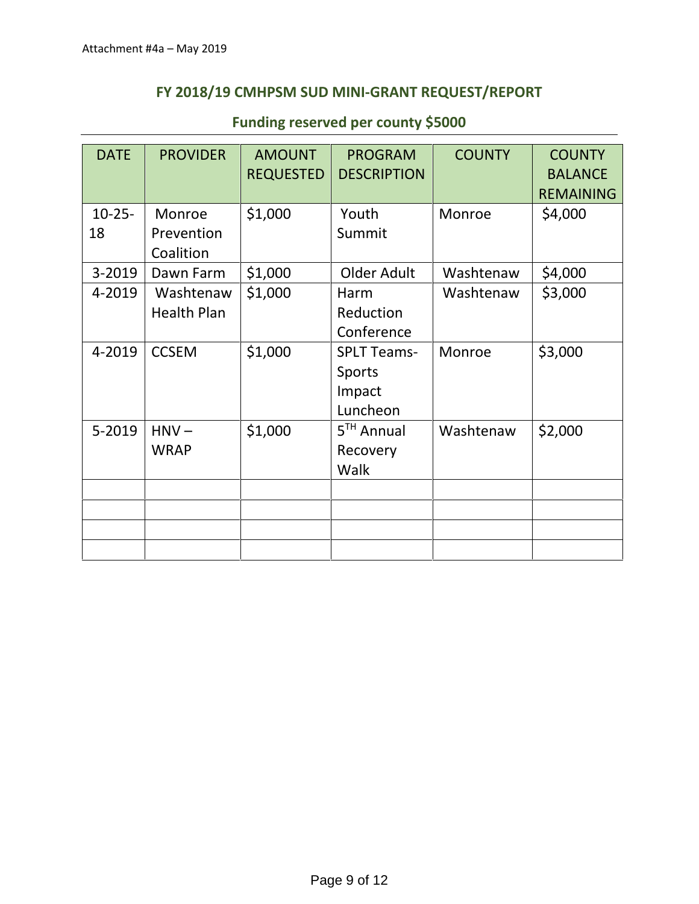Attachment #4a – May 2019

## FY 2018/19 CMHPSM SUD MINI-GRANT REQUEST/REPORT

### Funding reserved per county $5000

| DATE | PROVIDER | AMOUNT REQUESTED | PROGRAM DESCRIPTION | COUNTY | COUNTY BALANCE REMAINING |
|---|---|---|---|---|---|
| 10-25-18 | Monroe Prevention Coalition | $1,000 | Youth Summit | Monroe | $4,000 |
| 3-2019 | Dawn Farm | $1,000 | Older Adult | Washtenaw | $4,000 |
| 4-2019 | Washtenaw Health Plan | $1,000 | Harm Reduction Conference | Washtenaw | $3,000 |
| 4-2019 | CCSEM | $1,000 | SPLT Teams- Sports Impact Luncheon | Monroe | $3,000 |
| 5-2019 | HNV – WRAP | $1,000 | 5TH Annual Recovery Walk | Washtenaw | $2,000 |
| | | | | | |
| | | | | | |
| | | | | | |
| | | | | | |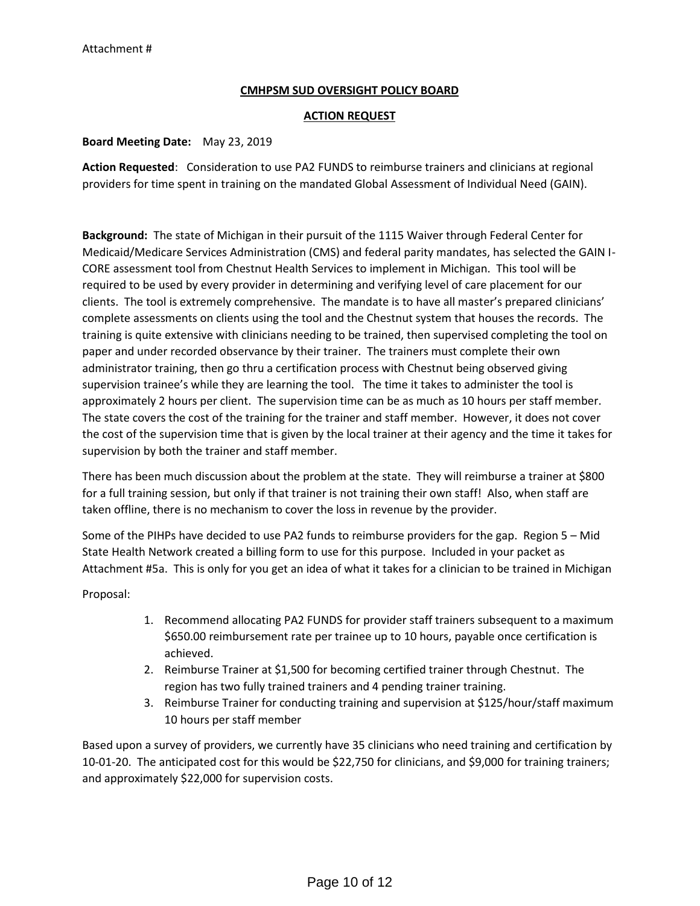Attachment #

**CMHPSM SUD OVERSIGHT POLICY BOARD**

**ACTION REQUEST**

**Board Meeting Date:** May 23, 2019

**Action Requested**: Consideration to use PA2 FUNDS to reimburse trainers and clinicians at regional providers for time spent in training on the mandated Global Assessment of Individual Need (GAIN).

**Background:** The state of Michigan in their pursuit of the 1115 Waiver through Federal Center for Medicaid/Medicare Services Administration (CMS) and federal parity mandates, has selected the GAIN I-CORE assessment tool from Chestnut Health Services to implement in Michigan. This tool will be required to be used by every provider in determining and verifying level of care placement for our clients. The tool is extremely comprehensive. The mandate is to have all master's prepared clinicians' complete assessments on clients using the tool and the Chestnut system that houses the records. The training is quite extensive with clinicians needing to be trained, then supervised completing the tool on paper and under recorded observance by their trainer. The trainers must complete their own administrator training, then go thru a certification process with Chestnut being observed giving supervision trainee's while they are learning the tool. The time it takes to administer the tool is approximately 2 hours per client. The supervision time can be as much as 10 hours per staff member. The state covers the cost of the training for the trainer and staff member. However, it does not cover the cost of the supervision time that is given by the local trainer at their agency and the time it takes for supervision by both the trainer and staff member.

There has been much discussion about the problem at the state. They will reimburse a trainer at $800 for a full training session, but only if that trainer is not training their own staff! Also, when staff are taken offline, there is no mechanism to cover the loss in revenue by the provider.

Some of the PIHPs have decided to use PA2 funds to reimburse providers for the gap. Region 5 – Mid State Health Network created a billing form to use for this purpose. Included in your packet as Attachment #5a. This is only for you get an idea of what it takes for a clinician to be trained in Michigan

Proposal:

1. Recommend allocating PA2 FUNDS for provider staff trainers subsequent to a maximum $650.00 reimbursement rate per trainee up to 10 hours, payable once certification is achieved.
2. Reimburse Trainer at $1,500 for becoming certified trainer through Chestnut. The region has two fully trained trainers and 4 pending trainer training.
3. Reimburse Trainer for conducting training and supervision at $125/hour/staff maximum 10 hours per staff member

Based upon a survey of providers, we currently have 35 clinicians who need training and certification by 10-01-20. The anticipated cost for this would be $22,750 for clinicians, and $9,000 for training trainers; and approximately $22,000 for supervision costs.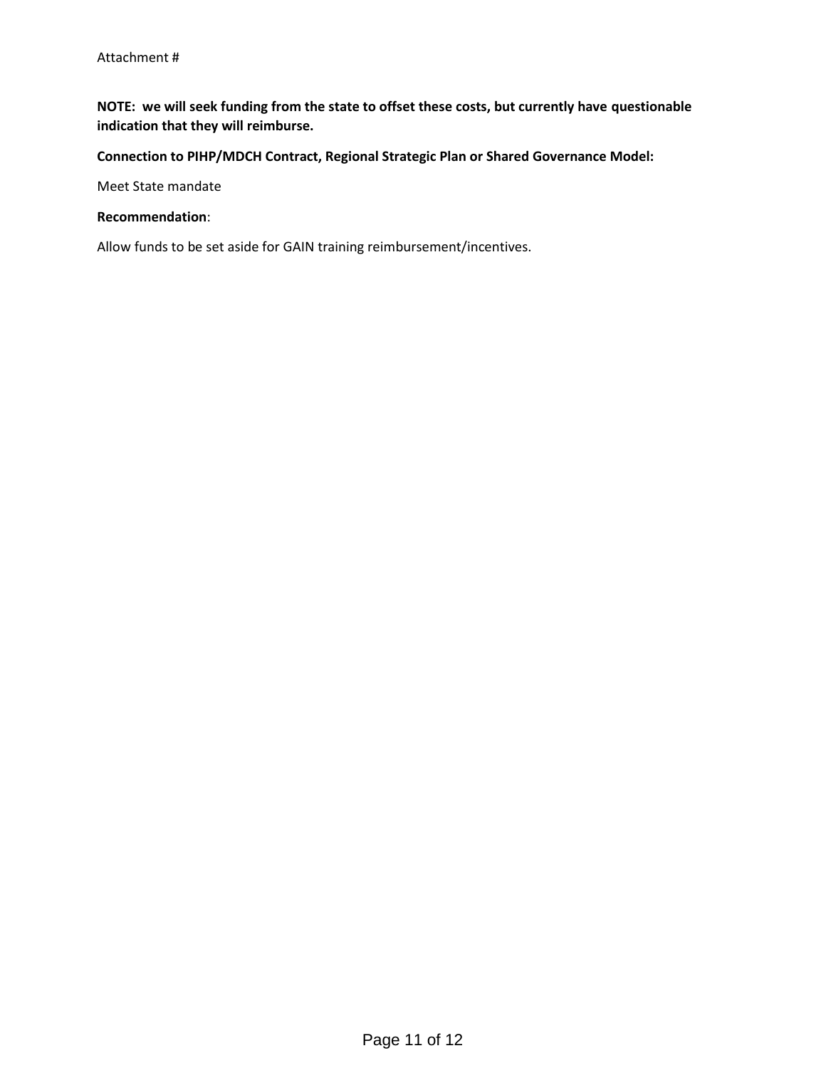Attachment #

**NOTE: we will seek funding from the state to offset these costs, but currently have questionable indication that they will reimburse.**

**Connection to PIHP/MDCH Contract, Regional Strategic Plan or Shared Governance Model:**

Meet State mandate

**Recommendation**:

Allow funds to be set aside for GAIN training reimbursement/incentives.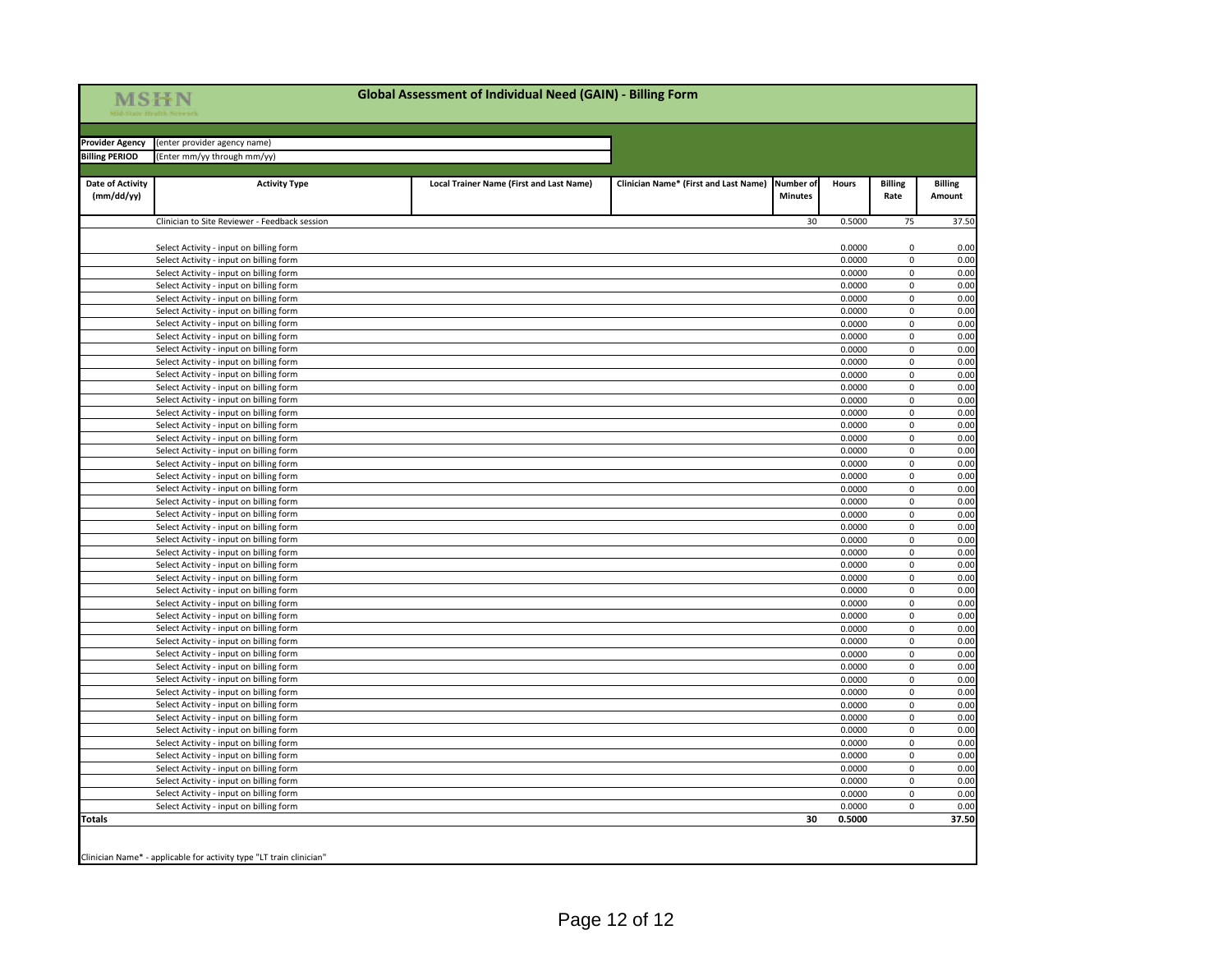**MSHN**
Mid-State Health Network

# Global Assessment of Individual Need (GAIN) - Billing Form

| | |
|---|---|
| **Provider Agency** | (enter provider agency name) |
| **Billing PERIOD** | (Enter mm/yy through mm/yy) |

| Date of Activity (mm/dd/yy) | Activity Type | Local Trainer Name (First and Last Name) | Clinician Name* (First and Last Name) | Number of Minutes | Hours | Billing Rate | Billing Amount |
|---|---|---|---|---|---|---|---|
| | Clinician to Site Reviewer - Feedback session | | | 30 | 0.5000 | 75 | 37.50 |
| | Select Activity - input on billing form | | | | 0.0000 | 0 | 0.00 |
| | Select Activity - input on billing form | | | | 0.0000 | 0 | 0.00 |
| | Select Activity - input on billing form | | | | 0.0000 | 0 | 0.00 |
| | Select Activity - input on billing form | | | | 0.0000 | 0 | 0.00 |
| | Select Activity - input on billing form | | | | 0.0000 | 0 | 0.00 |
| | Select Activity - input on billing form | | | | 0.0000 | 0 | 0.00 |
| | Select Activity - input on billing form | | | | 0.0000 | 0 | 0.00 |
| | Select Activity - input on billing form | | | | 0.0000 | 0 | 0.00 |
| | Select Activity - input on billing form | | | | 0.0000 | 0 | 0.00 |
| | Select Activity - input on billing form | | | | 0.0000 | 0 | 0.00 |
| | Select Activity - input on billing form | | | | 0.0000 | 0 | 0.00 |
| | Select Activity - input on billing form | | | | 0.0000 | 0 | 0.00 |
| | Select Activity - input on billing form | | | | 0.0000 | 0 | 0.00 |
| | Select Activity - input on billing form | | | | 0.0000 | 0 | 0.00 |
| | Select Activity - input on billing form | | | | 0.0000 | 0 | 0.00 |
| | Select Activity - input on billing form | | | | 0.0000 | 0 | 0.00 |
| | Select Activity - input on billing form | | | | 0.0000 | 0 | 0.00 |
| | Select Activity - input on billing form | | | | 0.0000 | 0 | 0.00 |
| | Select Activity - input on billing form | | | | 0.0000 | 0 | 0.00 |
| | Select Activity - input on billing form | | | | 0.0000 | 0 | 0.00 |
| | Select Activity - input on billing form | | | | 0.0000 | 0 | 0.00 |
| | Select Activity - input on billing form | | | | 0.0000 | 0 | 0.00 |
| | Select Activity - input on billing form | | | | 0.0000 | 0 | 0.00 |
| | Select Activity - input on billing form | | | | 0.0000 | 0 | 0.00 |
| | Select Activity - input on billing form | | | | 0.0000 | 0 | 0.00 |
| | Select Activity - input on billing form | | | | 0.0000 | 0 | 0.00 |
| | Select Activity - input on billing form | | | | 0.0000 | 0 | 0.00 |
| | Select Activity - input on billing form | | | | 0.0000 | 0 | 0.00 |
| | Select Activity - input on billing form | | | | 0.0000 | 0 | 0.00 |
| | Select Activity - input on billing form | | | | 0.0000 | 0 | 0.00 |
| | Select Activity - input on billing form | | | | 0.0000 | 0 | 0.00 |
| | Select Activity - input on billing form | | | | 0.0000 | 0 | 0.00 |
| | Select Activity - input on billing form | | | | 0.0000 | 0 | 0.00 |
| | Select Activity - input on billing form | | | | 0.0000 | 0 | 0.00 |
| | Select Activity - input on billing form | | | | 0.0000 | 0 | 0.00 |
| | Select Activity - input on billing form | | | | 0.0000 | 0 | 0.00 |
| | Select Activity - input on billing form | | | | 0.0000 | 0 | 0.00 |
| | Select Activity - input on billing form | | | | 0.0000 | 0 | 0.00 |
| | Select Activity - input on billing form | | | | 0.0000 | 0 | 0.00 |
| | Select Activity - input on billing form | | | | 0.0000 | 0 | 0.00 |
| | Select Activity - input on billing form | | | | 0.0000 | 0 | 0.00 |
| | Select Activity - input on billing form | | | | 0.0000 | 0 | 0.00 |
| | Select Activity - input on billing form | | | | 0.0000 | 0 | 0.00 |
| | Select Activity - input on billing form | | | | 0.0000 | 0 | 0.00 |
| **Totals** | | | | **30** | **0.5000** | | **37.50** |

Clinician Name* - applicable for activity type "LT train clinician"